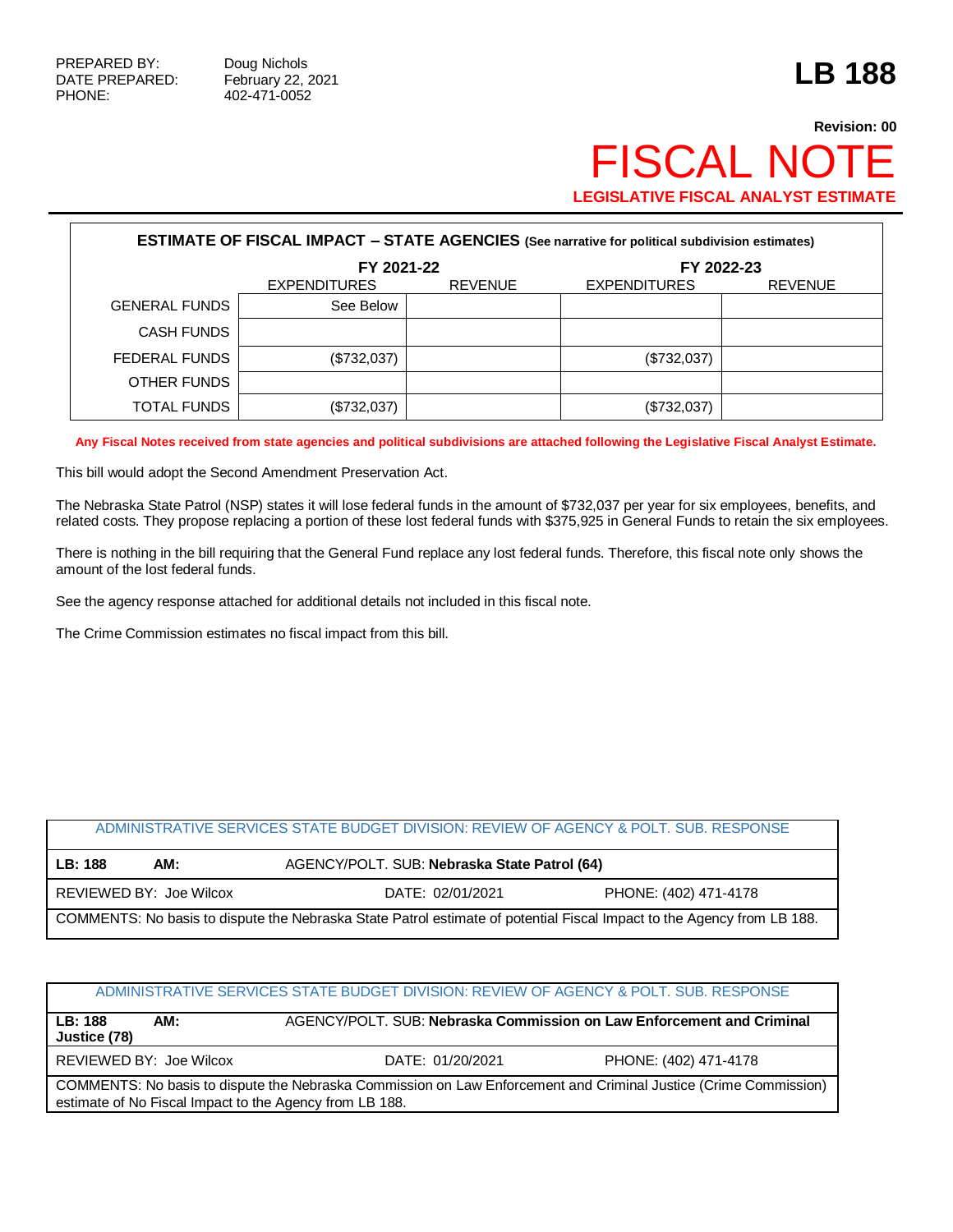PREPARED BY: Doug Nichols
DATE PREPARED: February 22, 2021
PHONE: 402-471-0052

# LB 188

**Revision: 00**

# FISCAL NOTE

**LEGISLATIVE FISCAL ANALYST ESTIMATE**

| ESTIMATE OF FISCAL IMPACT – STATE AGENCIES (See narrative for political subdivision estimates) | | | | |
|---|---|---|---|---|
| | FY 2021-22 | | FY 2022-23 | |
| | EXPENDITURES | REVENUE | EXPENDITURES | REVENUE |
| GENERAL FUNDS | See Below | | | |
| CASH FUNDS | | | | |
| FEDERAL FUNDS | ($732,037) | | ($732,037) | |
| OTHER FUNDS | | | | |
| TOTAL FUNDS | ($732,037) | | ($732,037) | |

**Any Fiscal Notes received from state agencies and political subdivisions are attached following the Legislative Fiscal Analyst Estimate.**

This bill would adopt the Second Amendment Preservation Act.

The Nebraska State Patrol (NSP) states it will lose federal funds in the amount of $732,037 per year for six employees, benefits, and related costs. They propose replacing a portion of these lost federal funds with $375,925 in General Funds to retain the six employees.

There is nothing in the bill requiring that the General Fund replace any lost federal funds. Therefore, this fiscal note only shows the amount of the lost federal funds.

See the agency response attached for additional details not included in this fiscal note.

The Crime Commission estimates no fiscal impact from this bill.

| ADMINISTRATIVE SERVICES STATE BUDGET DIVISION: REVIEW OF AGENCY & POLT. SUB. RESPONSE | | |
|---|---|---|
| LB: 188 AM: | AGENCY/POLT. SUB: **Nebraska State Patrol (64)** | |
| REVIEWED BY: Joe Wilcox | DATE: 02/01/2021 | PHONE: (402) 471-4178 |
| COMMENTS: No basis to dispute the Nebraska State Patrol estimate of potential Fiscal Impact to the Agency from LB 188. | | |

| ADMINISTRATIVE SERVICES STATE BUDGET DIVISION: REVIEW OF AGENCY & POLT. SUB. RESPONSE | | |
|---|---|---|
| LB: 188 AM: | AGENCY/POLT. SUB: **Nebraska Commission on Law Enforcement and Criminal Justice (78)** | |
| REVIEWED BY: Joe Wilcox | DATE: 01/20/2021 | PHONE: (402) 471-4178 |
| COMMENTS: No basis to dispute the Nebraska Commission on Law Enforcement and Criminal Justice (Crime Commission) estimate of No Fiscal Impact to the Agency from LB 188. | | |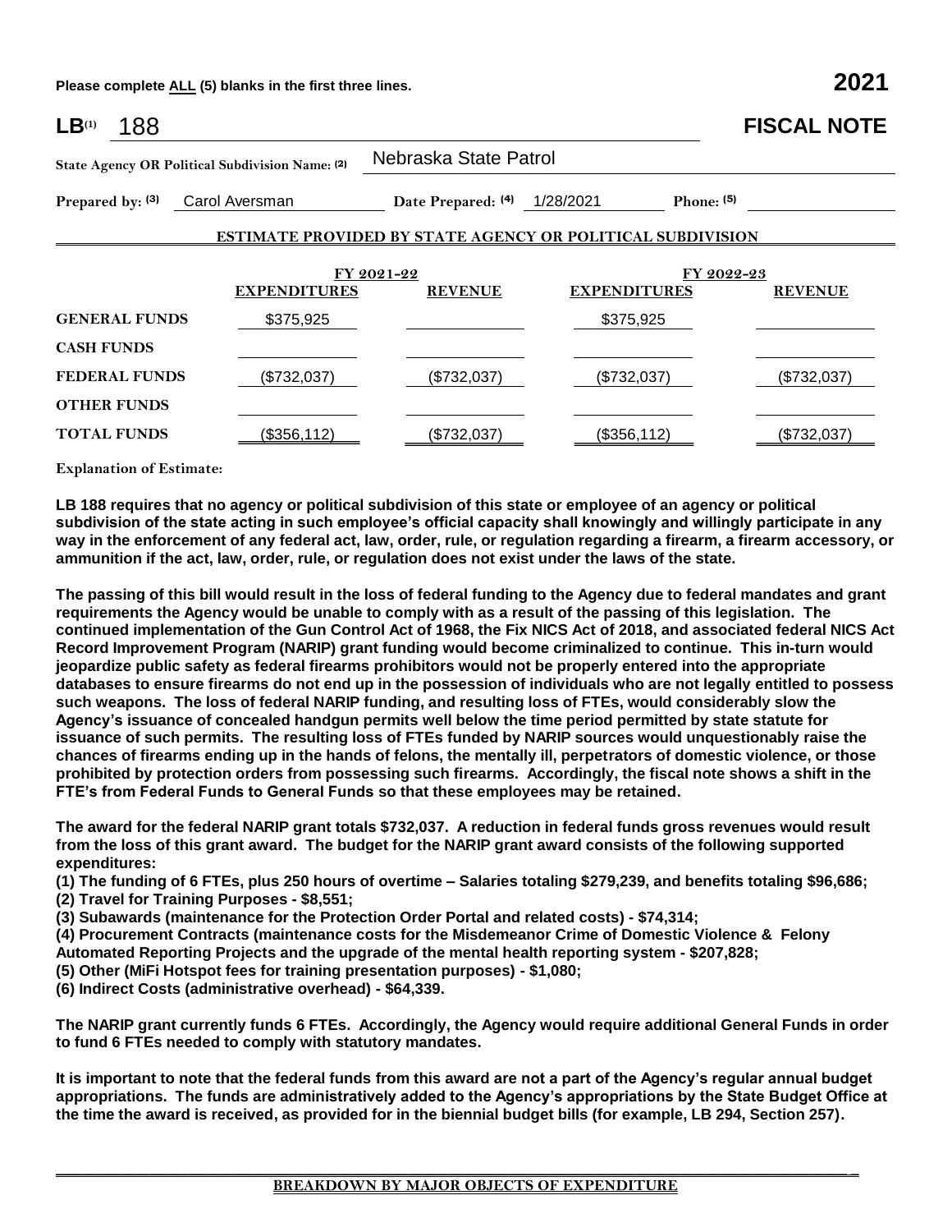**Please complete ALL (5) blanks in the first three lines.** **2021**

**LB**[(1)] 188 **FISCAL NOTE**

**State Agency OR Political Subdivision Name:** [(2)] Nebraska State Patrol

**Prepared by:** [(3)] Carol Aversman **Date Prepared:** [(4)] 1/28/2021 **Phone:** [(5)]

**ESTIMATE PROVIDED BY STATE AGENCY OR POLITICAL SUBDIVISION**

| | FY 2021-22 | | FY 2022-23 | |
|---|---|---|---|---|
| | **EXPENDITURES** | **REVENUE** | **EXPENDITURES** | **REVENUE** |
| **GENERAL FUNDS** | $375,925 | | $375,925 | |
| **CASH FUNDS** | | | | |
| **FEDERAL FUNDS** | ($732,037) | ($732,037) | ($732,037) | ($732,037) |
| **OTHER FUNDS** | | | | |
| **TOTAL FUNDS** | ($356,112) | ($732,037) | ($356,112) | ($732,037) |

**Explanation of Estimate:**

**LB 188 requires that no agency or political subdivision of this state or employee of an agency or political subdivision of the state acting in such employee's official capacity shall knowingly and willingly participate in any way in the enforcement of any federal act, law, order, rule, or regulation regarding a firearm, a firearm accessory, or ammunition if the act, law, order, rule, or regulation does not exist under the laws of the state.**

**The passing of this bill would result in the loss of federal funding to the Agency due to federal mandates and grant requirements the Agency would be unable to comply with as a result of the passing of this legislation. The continued implementation of the Gun Control Act of 1968, the Fix NICS Act of 2018, and associated federal NICS Act Record Improvement Program (NARIP) grant funding would become criminalized to continue. This in-turn would jeopardize public safety as federal firearms prohibitors would not be properly entered into the appropriate databases to ensure firearms do not end up in the possession of individuals who are not legally entitled to possess such weapons. The loss of federal NARIP funding, and resulting loss of FTEs, would considerably slow the Agency's issuance of concealed handgun permits well below the time period permitted by state statute for issuance of such permits. The resulting loss of FTEs funded by NARIP sources would unquestionably raise the chances of firearms ending up in the hands of felons, the mentally ill, perpetrators of domestic violence, or those prohibited by protection orders from possessing such firearms. Accordingly, the fiscal note shows a shift in the FTE's from Federal Funds to General Funds so that these employees may be retained.**

**The award for the federal NARIP grant totals $732,037. A reduction in federal funds gross revenues would result from the loss of this grant award. The budget for the NARIP grant award consists of the following supported expenditures:**

**(1) The funding of 6 FTEs, plus 250 hours of overtime – Salaries totaling $279,239, and benefits totaling $96,686;**
**(2) Travel for Training Purposes - $8,551;**
**(3) Subawards (maintenance for the Protection Order Portal and related costs) - $74,314;**
**(4) Procurement Contracts (maintenance costs for the Misdemeanor Crime of Domestic Violence & Felony Automated Reporting Projects and the upgrade of the mental health reporting system - $207,828;**
**(5) Other (MiFi Hotspot fees for training presentation purposes) - $1,080;**
**(6) Indirect Costs (administrative overhead) - $64,339.**

**The NARIP grant currently funds 6 FTEs. Accordingly, the Agency would require additional General Funds in order to fund 6 FTEs needed to comply with statutory mandates.**

**It is important to note that the federal funds from this award are not a part of the Agency's regular annual budget appropriations. The funds are administratively added to the Agency's appropriations by the State Budget Office at the time the award is received, as provided for in the biennial budget bills (for example, LB 294, Section 257).**

**BREAKDOWN BY MAJOR OBJECTS OF EXPENDITURE**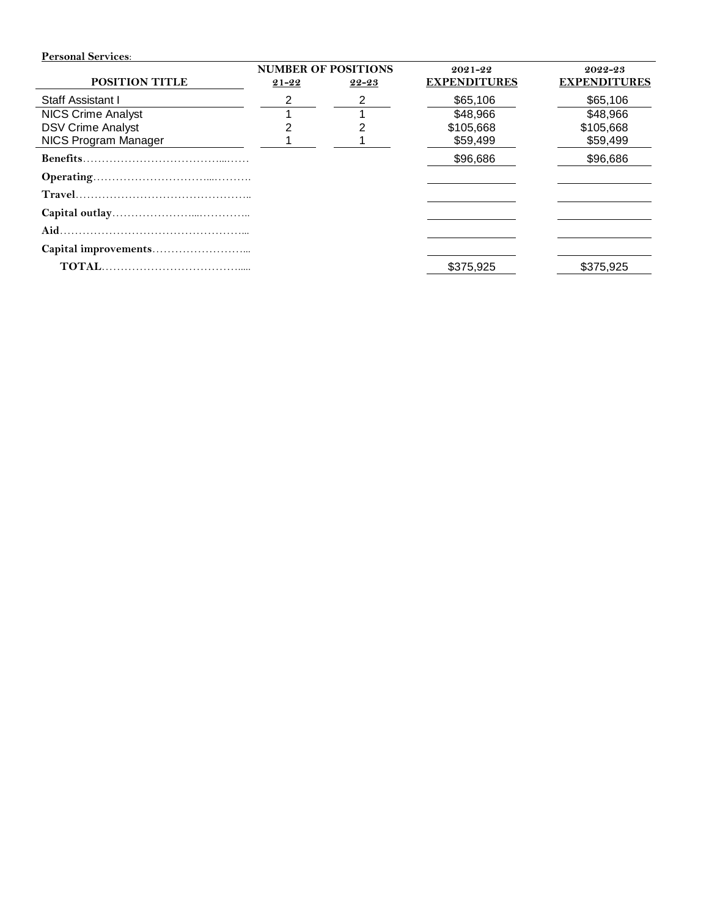**Personal Services:**

| POSITION TITLE | NUMBER OF POSITIONS 21-22 | 22-23 | 2021-22 EXPENDITURES | 2022-23 EXPENDITURES |
|---|---|---|---|---|
| Staff Assistant I | 2 | 2 | $65,106 | $65,106 |
| NICS Crime Analyst | 1 | 1 | $48,966 | $48,966 |
| DSV Crime Analyst | 2 | 2 | $105,668 | $105,668 |
| NICS Program Manager | 1 | 1 | $59,499 | $59,499 |
| **Benefits**…………………………………...…… | | | $96,686 | $96,686 |
| **Operating**……………………………...………. | | | | |
| **Travel**………………………………………….. | | | | |
| **Capital outlay**…………………....………….. | | | | |
| **Aid**……………………………………………... | | | | |
| **Capital improvements**……………………... | | | | |
| **TOTAL**………………………………….…. | | | $375,925 | $375,925 |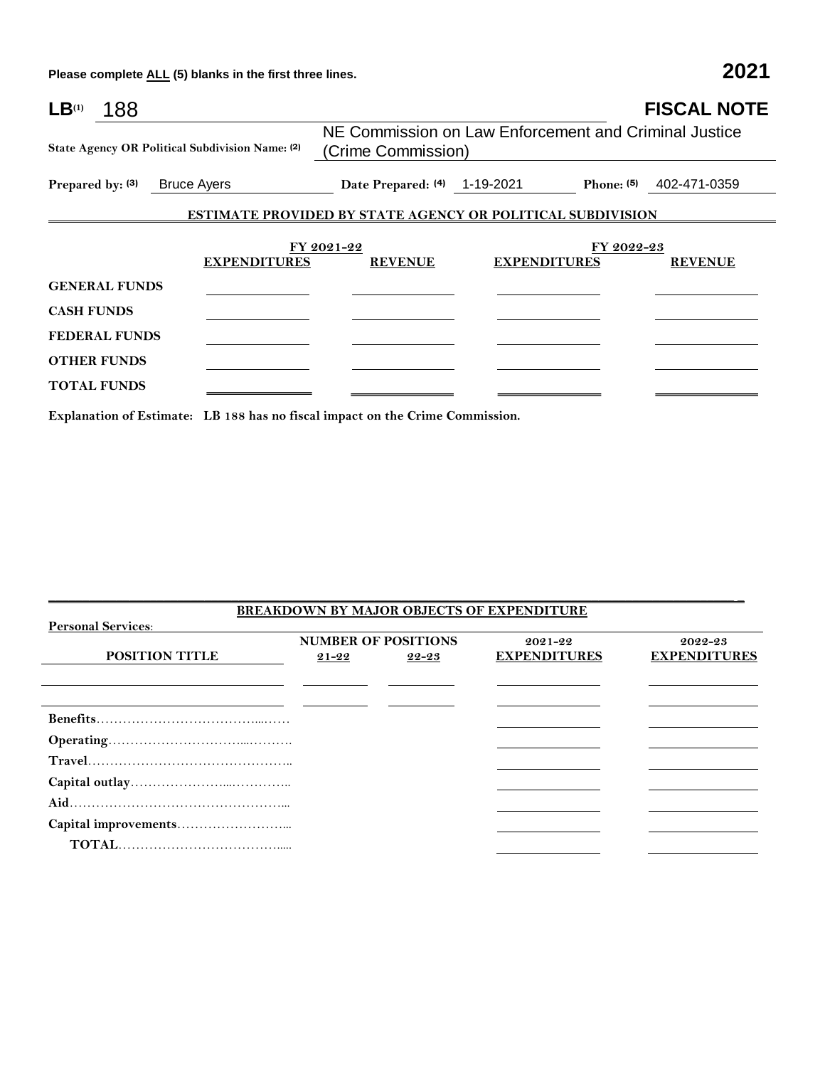Please complete ALL (5) blanks in the first three lines. **2021**

**LB**(1) 188 **FISCAL NOTE**

**State Agency OR Political Subdivision Name:** (2) NE Commission on Law Enforcement and Criminal Justice (Crime Commission)

**Prepared by:** (3) Bruce Ayers **Date Prepared:** (4) 1-19-2021 **Phone:** (5) 402-471-0359

**ESTIMATE PROVIDED BY STATE AGENCY OR POLITICAL SUBDIVISION**

| | FY 2021-22 | | FY 2022-23 | |
|---|---|---|---|---|
| | **EXPENDITURES** | **REVENUE** | **EXPENDITURES** | **REVENUE** |
| **GENERAL FUNDS** | | | | |
| **CASH FUNDS** | | | | |
| **FEDERAL FUNDS** | | | | |
| **OTHER FUNDS** | | | | |
| **TOTAL FUNDS** | | | | |

**Explanation of Estimate: LB 188 has no fiscal impact on the Crime Commission.**

**BREAKDOWN BY MAJOR OBJECTS OF EXPENDITURE**

**Personal Services:**

| | NUMBER OF POSITIONS | | 2021-22 | 2022-23 |
|---|---|---|---|---|
| **POSITION TITLE** | **21-22** | **22-23** | **EXPENDITURES** | **EXPENDITURES** |
| | | | | |
| | | | | |
| **Benefits** | | | | |
| **Operating** | | | | |
| **Travel** | | | | |
| **Capital outlay** | | | | |
| **Aid** | | | | |
| **Capital improvements** | | | | |
| **TOTAL** | | | | |